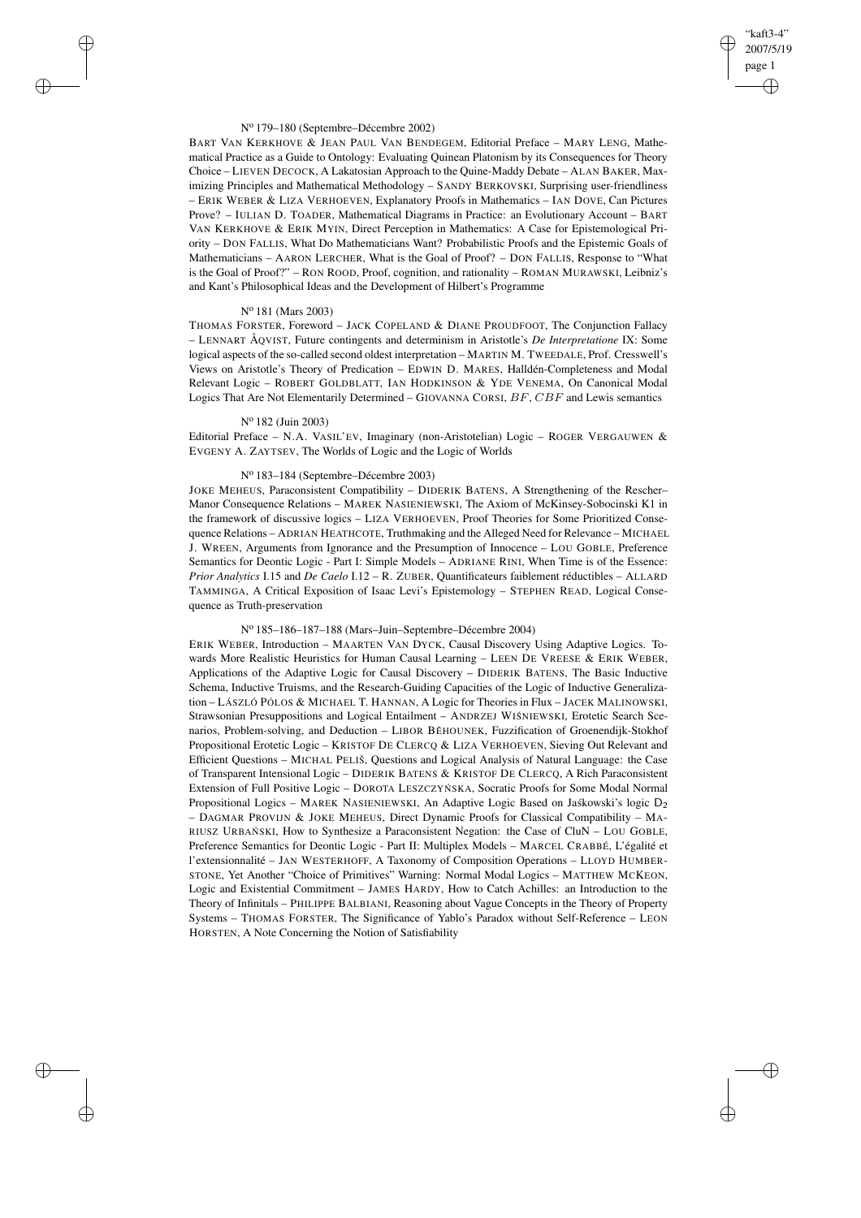Nº 179–180 (Septembre–Décembre 2002)

BART VAN KERKHOVE & JEAN PAUL VAN BENDEGEM, Editorial Preface – MARY LENG, Mathematical Practice as a Guide to Ontology: Evaluating Quinean Platonism by its Consequences for Theory Choice – LIEVEN DECOCK, A Lakatosian Approach to the Quine-Maddy Debate – ALAN BAKER, Maximizing Principles and Mathematical Methodology – SANDY BERKOVSKI, Surprising user-friendliness – ERIK WEBER & LIZA VERHOEVEN, Explanatory Proofs in Mathematics – IAN DOVE, Can Pictures Prove? – IULIAN D. TOADER, Mathematical Diagrams in Practice: an Evolutionary Account – BART VAN KERKHOVE & ERIK MYIN, Direct Perception in Mathematics: A Case for Epistemological Priority – DON FALLIS, What Do Mathematicians Want? Probabilistic Proofs and the Epistemic Goals of Mathematicians – AARON LERCHER, What is the Goal of Proof? – DON FALLIS, Response to "What is the Goal of Proof?" – RON ROOD, Proof, cognition, and rationality – ROMAN MURAWSKI, Leibniz's and Kant's Philosophical Ideas and the Development of Hilbert's Programme

Nº 181 (Mars 2003)

THOMAS FORSTER, Foreword – JACK COPELAND & DIANE PROUDFOOT, The Conjunction Fallacy – LENNART ÅQVIST, Future contingents and determinism in Aristotle's *De Interpretatione* IX: Some logical aspects of the so-called second oldest interpretation – MARTIN M. TWEEDALE, Prof. Cresswell's Views on Aristotle's Theory of Predication – EDWIN D. MARES, Halldén-Completeness and Modal Relevant Logic – ROBERT GOLDBLATT, IAN HODKINSON & YDE VENEMA, On Canonical Modal Logics That Are Not Elementarily Determined – GIOVANNA CORSI, $BF$, $CBF$ and Lewis semantics

Nº 182 (Juin 2003)

Editorial Preface – N.A. VASIL'EV, Imaginary (non-Aristotelian) Logic – ROGER VERGAUWEN & EVGENY A. ZAYTSEV, The Worlds of Logic and the Logic of Worlds

Nº 183–184 (Septembre–Décembre 2003)

JOKE MEHEUS, Paraconsistent Compatibility – DIDERIK BATENS, A Strengthening of the Rescher–Manor Consequence Relations – MAREK NASIENIEWSKI, The Axiom of McKinsey-Sobocinski K1 in the framework of discussive logics – LIZA VERHOEVEN, Proof Theories for Some Prioritized Consequence Relations – ADRIAN HEATHCOTE, Truthmaking and the Alleged Need for Relevance – MICHAEL J. WREEN, Arguments from Ignorance and the Presumption of Innocence – LOU GOBLE, Preference Semantics for Deontic Logic - Part I: Simple Models – ADRIANE RINI, When Time is of the Essence: *Prior Analytics* I.15 and *De Caelo* I.12 – R. ZUBER, Quantificateurs faiblement réductibles – ALLARD TAMMINGA, A Critical Exposition of Isaac Levi's Epistemology – STEPHEN READ, Logical Consequence as Truth-preservation

Nº 185–186–187–188 (Mars–Juin–Septembre–Décembre 2004)

ERIK WEBER, Introduction – MAARTEN VAN DYCK, Causal Discovery Using Adaptive Logics. Towards More Realistic Heuristics for Human Causal Learning – LEEN DE VREESE & ERIK WEBER, Applications of the Adaptive Logic for Causal Discovery – DIDERIK BATENS, The Basic Inductive Schema, Inductive Truisms, and the Research-Guiding Capacities of the Logic of Inductive Generalization – LÁSZLÓ PÓLOS & MICHAEL T. HANNAN, A Logic for Theories in Flux – JACEK MALINOWSKI, Strawsonian Presuppositions and Logical Entailment – ANDRZEJ WIŚNIEWSKI, Erotetic Search Scenarios, Problem-solving, and Deduction – LIBOR BĚHOUNEK, Fuzzification of Groenendijk-Stokhof Propositional Erotetic Logic – KRISTOF DE CLERCQ & LIZA VERHOEVEN, Sieving Out Relevant and Efficient Questions – MICHAL PELIŠ, Questions and Logical Analysis of Natural Language: the Case of Transparent Intensional Logic – DIDERIK BATENS & KRISTOF DE CLERCQ, A Rich Paraconsistent Extension of Full Positive Logic – DOROTA LESZCZYŃSKA, Socratic Proofs for Some Modal Normal Propositional Logics – MAREK NASIENIEWSKI, An Adaptive Logic Based on Jaśkowski's logic $D_2$ – DAGMAR PROVIJN & JOKE MEHEUS, Direct Dynamic Proofs for Classical Compatibility – MARIUSZ URBAŃSKI, How to Synthesize a Paraconsistent Negation: the Case of CluN – LOU GOBLE, Preference Semantics for Deontic Logic - Part II: Multiplex Models – MARCEL CRABBÉ, L'égalité et l'extensionnalité – JAN WESTERHOFF, A Taxonomy of Composition Operations – LLOYD HUMBERSTONE, Yet Another "Choice of Primitives" Warning: Normal Modal Logics – MATTHEW MCKEON, Logic and Existential Commitment – JAMES HARDY, How to Catch Achilles: an Introduction to the Theory of Infinitals – PHILIPPE BALBIANI, Reasoning about Vague Concepts in the Theory of Property Systems – THOMAS FORSTER, The Significance of Yablo's Paradox without Self-Reference – LEON HORSTEN, A Note Concerning the Notion of Satisfiability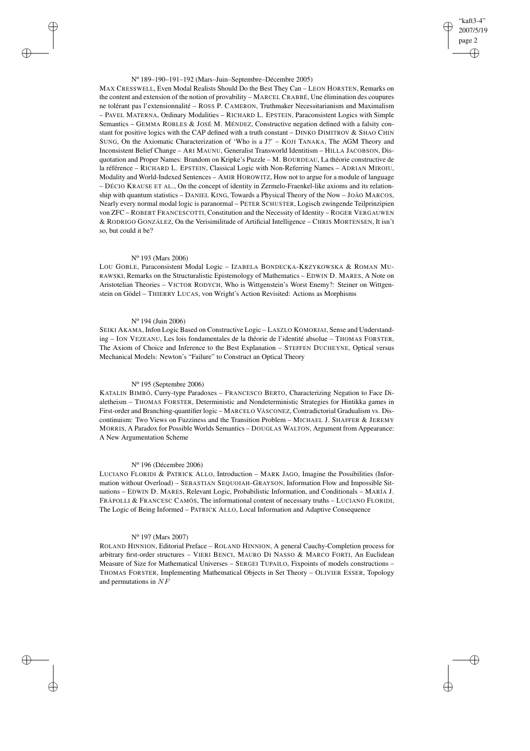N° 189–190–191–192 (Mars–Juin–Septembre–Décembre 2005)

MAX CRESSWELL, Even Modal Realists Should Do the Best They Can – LEON HORSTEN, Remarks on the content and extension of the notion of provability – MARCEL CRABBÉ, Une élimination des coupures ne tolérant pas l'extensionnalité – ROSS P. CAMERON, Truthmaker Necessitarianism and Maximalism – PAVEL MATERNA, Ordinary Modalities – RICHARD L. EPSTEIN, Paraconsistent Logics with Simple Semantics – GEMMA ROBLES & JOSÉ M. MÉNDEZ, Constructive negation defined with a falsity constant for positive logics with the CAP defined with a truth constant – DINKO DIMITROV & SHAO CHIN SUNG, On the Axiomatic Characterization of 'Who is a J?' – KOJI TANAKA, The AGM Theory and Inconsistent Belief Change – ARI MAUNU, Generalist Transworld Identitism – HILLA JACOBSON, Disquotation and Proper Names: Brandom on Kripke's Puzzle – M. BOURDEAU, La théorie constructive de la référence – RICHARD L. EPSTEIN, Classical Logic with Non-Referring Names – ADRIAN MIROIU, Modality and World-Indexed Sentences – AMIR HOROWITZ, How not to argue for a module of language – DÉCIO KRAUSE ET AL., On the concept of identity in Zermelo-Fraenkel-like axioms and its relationship with quantum statistics – DANIEL KING, Towards a Physical Theory of the Now – JOÃO MARCOS, Nearly every normal modal logic is paranormal – PETER SCHUSTER, Logisch zwingende Teilprinzipien von ZFC – ROBERT FRANCESCOTTI, Constitution and the Necessity of Identity – ROGER VERGAUWEN & RODRIGO GONZÁLEZ, On the Verisimilitude of Artificial Intelligence – CHRIS MORTENSEN, It isn't so, but could it be?

N° 193 (Mars 2006)

LOU GOBLE, Paraconsistent Modal Logic – IZABELA BONDECKA-KRZYKOWSKA & ROMAN MURAWSKI, Remarks on the Structuralistic Epistemology of Mathematics – EDWIN D. MARES, A Note on Aristotelian Theories – VICTOR RODYCH, Who is Wittgenstein's Worst Enemy?: Steiner on Wittgenstein on Gödel – THIERRY LUCAS, von Wright's Action Revisited: Actions as Morphisms

N° 194 (Juin 2006)

SEIKI AKAMA, Infon Logic Based on Constructive Logic – LASZLO KOMORJAI, Sense and Understanding – ION VEZEANU, Les lois fondamentales de la théorie de l'identité absolue – THOMAS FORSTER, The Axiom of Choice and Inference to the Best Explanation – STEFFEN DUCHEYNE, Optical versus Mechanical Models: Newton's "Failure" to Construct an Optical Theory

N° 195 (Septembre 2006)

KATALIN BIMBÓ, Curry-type Paradoxes – FRANCESCO BERTO, Characterizing Negation to Face Dialetheism – THOMAS FORSTER, Deterministic and Nondeterministic Strategies for Hintikka games in First-order and Branching-quantifier logic – MARCELO VÁSCONEZ, Contradictorial Gradualism vs. Discontinuism: Two Views on Fuzziness and the Transition Problem – MICHAEL J. SHAFFER & JEREMY MORRIS, A Paradox for Possible Worlds Semantics – DOUGLAS WALTON, Argument from Appearance: A New Argumentation Scheme

N° 196 (Décembre 2006)

LUCIANO FLORIDI & PATRICK ALLO, Introduction – MARK JAGO, Imagine the Possibilities (Information without Overload) – SEBASTIAN SEQUOIAH-GRAYSON, Information Flow and Impossible Situations – EDWIN D. MARES, Relevant Logic, Probabilistic Information, and Conditionals – MARÍA J. FRÁPOLLI & FRANCESC CAMÓS, The informational content of necessary truths – LUCIANO FLORIDI, The Logic of Being Informed – PATRICK ALLO, Local Information and Adaptive Consequence

N° 197 (Mars 2007)

ROLAND HINNION, Editorial Preface – ROLAND HINNION, A general Cauchy-Completion process for arbitrary first-order structures – VIERI BENCI, MAURO DI NASSO & MARCO FORTI, An Euclidean Measure of Size for Mathematical Universes – SERGEI TUPAILO, Fixpoints of models constructions – THOMAS FORSTER, Implementing Mathematical Objects in Set Theory – OLIVIER ESSER, Topology and permutations in $NF$